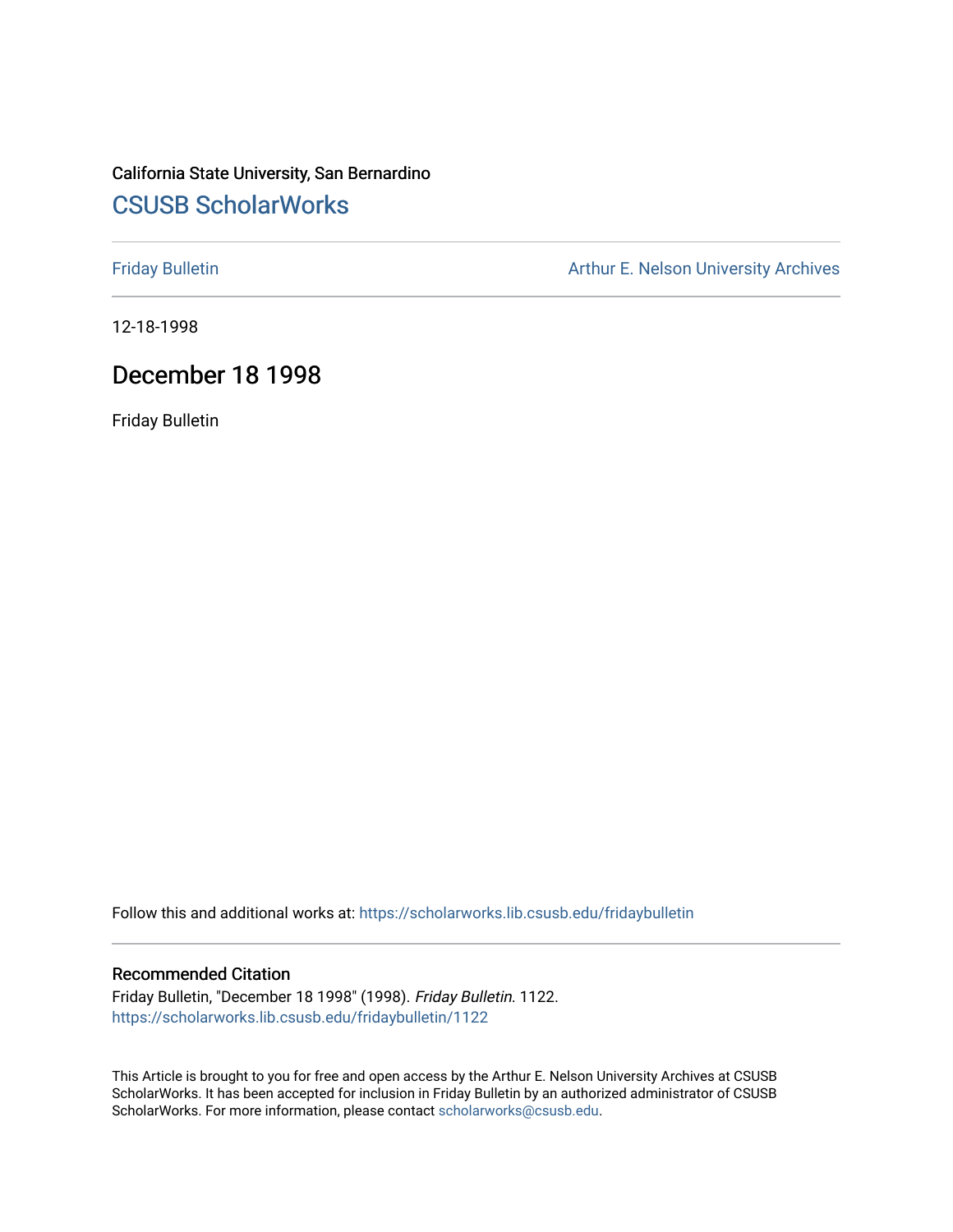California State University, San Bernardino

# CSUSB ScholarWorks

Friday Bulletin

Arthur E. Nelson University Archives

12-18-1998

## December 18 1998

Friday Bulletin

Follow this and additional works at: https://scholarworks.lib.csusb.edu/fridaybulletin

### Recommended Citation

Friday Bulletin, "December 18 1998" (1998). *Friday Bulletin*. 1122.
https://scholarworks.lib.csusb.edu/fridaybulletin/1122

This Article is brought to you for free and open access by the Arthur E. Nelson University Archives at CSUSB ScholarWorks. It has been accepted for inclusion in Friday Bulletin by an authorized administrator of CSUSB ScholarWorks. For more information, please contact scholarworks@csusb.edu.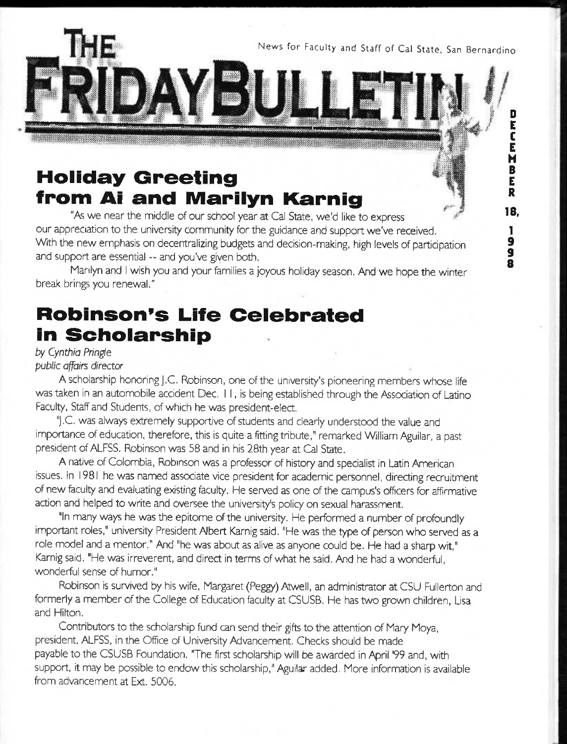# THE FRIDAY BULLETIN

News for Faculty and Staff of Cal State, San Bernardino

DECEMBER 18, 1998

## Holiday Greeting from Al and Marilyn Karnig

"As we near the middle of our school year at Cal State, we'd like to express our appreciation to the university community for the guidance and support we've received. With the new emphasis on decentralizing budgets and decision-making, high levels of participation and support are essential -- and you've given both.

Marilyn and I wish you and your families a joyous holiday season. And we hope the winter break brings you renewal."

## Robinson's Life Celebrated in Scholarship

*by Cynthia Pringle*
*public affairs director*

A scholarship honoring J.C. Robinson, one of the university's pioneering members whose life was taken in an automobile accident Dec. 11, is being established through the Association of Latino Faculty, Staff and Students, of which he was president-elect.

"J.C. was always extremely supportive of students and clearly understood the value and importance of education, therefore, this is quite a fitting tribute," remarked William Aguilar, a past president of ALFSS. Robinson was 58 and in his 28th year at Cal State.

A native of Colombia, Robinson was a professor of history and specialist in Latin American issues. In 1981 he was named associate vice president for academic personnel, directing recruitment of new faculty and evaluating existing faculty. He served as one of the campus's officers for affirmative action and helped to write and oversee the university's policy on sexual harassment.

"In many ways he was the epitome of the university. He performed a number of profoundly important roles," university President Albert Karnig said. "He was the type of person who served as a role model and a mentor." And "he was about as alive as anyone could be. He had a sharp wit," Karnig said. "He was irreverent, and direct in terms of what he said. And he had a wonderful, wonderful sense of humor."

Robinson is survived by his wife, Margaret (Peggy) Atwell, an administrator at CSU Fullerton and formerly a member of the College of Education faculty at CSUSB. He has two grown children, Lisa and Hilton.

Contributors to the scholarship fund can send their gifts to the attention of Mary Moya, president, ALFSS, in the Office of University Advancement. Checks should be made payable to the CSUSB Foundation. "The first scholarship will be awarded in April '99 and, with support, it may be possible to endow this scholarship," Aguilar added. More information is available from advancement at Ext. 5006.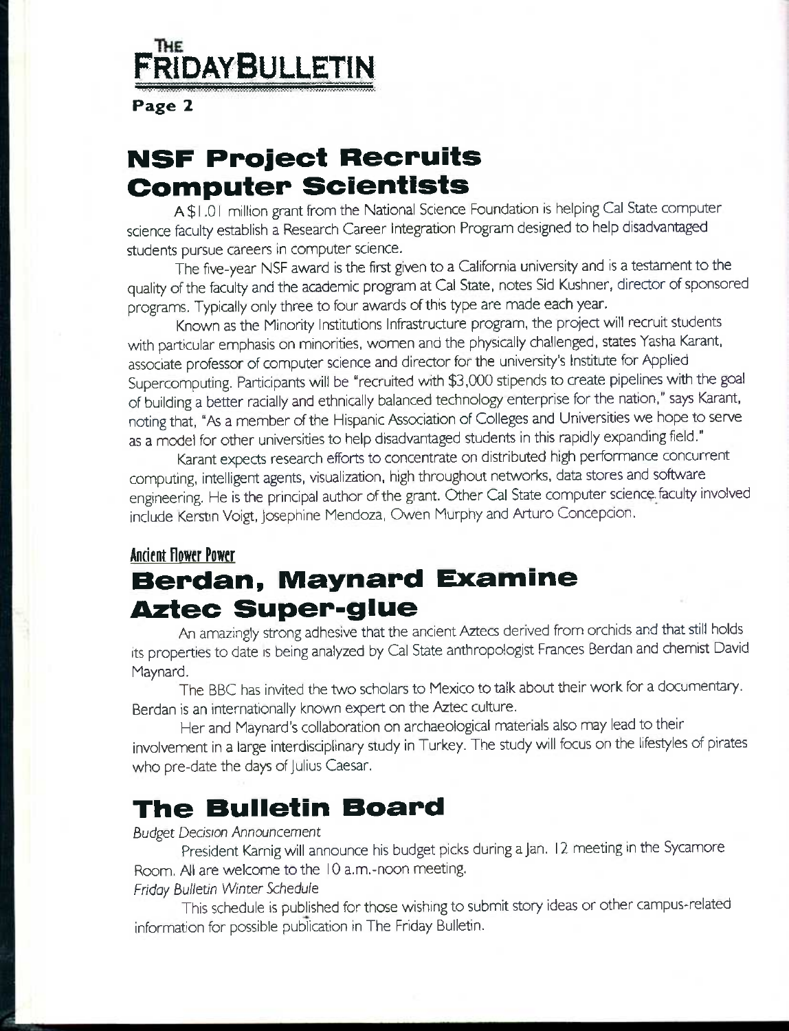## NSF Project Recruits Computer Scientists

A $1.01 million grant from the National Science Foundation is helping Cal State computer science faculty establish a Research Career Integration Program designed to help disadvantaged students pursue careers in computer science.

The five-year NSF award is the first given to a California university and is a testament to the quality of the faculty and the academic program at Cal State, notes Sid Kushner, director of sponsored programs. Typically only three to four awards of this type are made each year.

Known as the Minority Institutions Infrastructure program, the project will recruit students with particular emphasis on minorities, women and the physically challenged, states Yasha Karant, associate professor of computer science and director for the university's Institute for Applied Supercomputing. Participants will be "recruited with $3,000 stipends to create pipelines with the goal of building a better racially and ethnically balanced technology enterprise for the nation," says Karant, noting that, "As a member of the Hispanic Association of Colleges and Universities we hope to serve as a model for other universities to help disadvantaged students in this rapidly expanding field."

Karant expects research efforts to concentrate on distributed high performance concurrent computing, intelligent agents, visualization, high throughout networks, data stores and software engineering. He is the principal author of the grant. Other Cal State computer science faculty involved include Kerstin Voigt, Josephine Mendoza, Owen Murphy and Arturo Concepcion.

**Ancient Flower Power**

## Berdan, Maynard Examine Aztec Super-glue

An amazingly strong adhesive that the ancient Aztecs derived from orchids and that still holds its properties to date is being analyzed by Cal State anthropologist Frances Berdan and chemist David Maynard.

The BBC has invited the two scholars to Mexico to talk about their work for a documentary. Berdan is an internationally known expert on the Aztec culture.

Her and Maynard's collaboration on archaeological materials also may lead to their involvement in a large interdisciplinary study in Turkey. The study will focus on the lifestyles of pirates who pre-date the days of Julius Caesar.

## The Bulletin Board

*Budget Decision Announcement*

President Karnig will announce his budget picks during a Jan. 12 meeting in the Sycamore Room. All are welcome to the 10 a.m.-noon meeting.

*Friday Bulletin Winter Schedule*

This schedule is published for those wishing to submit story ideas or other campus-related information for possible publication in The Friday Bulletin.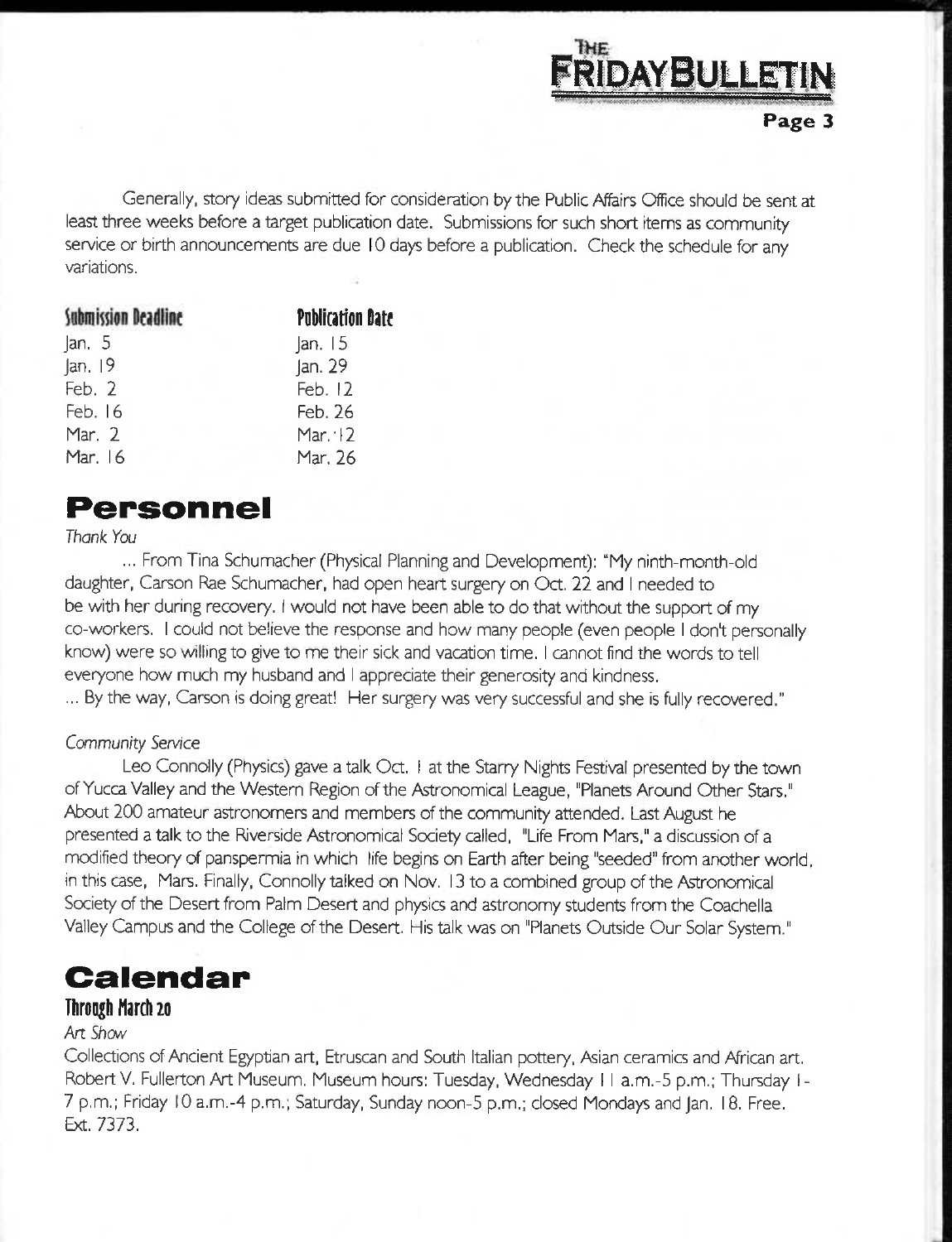Generally, story ideas submitted for consideration by the Public Affairs Office should be sent at least three weeks before a target publication date. Submissions for such short items as community service or birth announcements are due 10 days before a publication. Check the schedule for any variations.

| Submission Deadline | Publication Date |
|---|---|
| Jan. 5 | Jan. 15 |
| Jan. 19 | Jan. 29 |
| Feb. 2 | Feb. 12 |
| Feb. 16 | Feb. 26 |
| Mar. 2 | Mar. 12 |
| Mar. 16 | Mar. 26 |

# Personnel

*Thank You*

... From Tina Schumacher (Physical Planning and Development): "My ninth-month-old daughter, Carson Rae Schumacher, had open heart surgery on Oct. 22 and I needed to be with her during recovery. I would not have been able to do that without the support of my co-workers. I could not believe the response and how many people (even people I don't personally know) were so willing to give to me their sick and vacation time. I cannot find the words to tell everyone how much my husband and I appreciate their generosity and kindness.
... By the way, Carson is doing great! Her surgery was very successful and she is fully recovered."

*Community Service*

Leo Connolly (Physics) gave a talk Oct. 1 at the Starry Nights Festival presented by the town of Yucca Valley and the Western Region of the Astronomical League, "Planets Around Other Stars." About 200 amateur astronomers and members of the community attended. Last August he presented a talk to the Riverside Astronomical Society called, "Life From Mars," a discussion of a modified theory of panspermia in which life begins on Earth after being "seeded" from another world, in this case, Mars. Finally, Connolly talked on Nov. 13 to a combined group of the Astronomical Society of the Desert from Palm Desert and physics and astronomy students from the Coachella Valley Campus and the College of the Desert. His talk was on "Planets Outside Our Solar System."

# Calendar

## Through March 20

*Art Show*

Collections of Ancient Egyptian art, Etruscan and South Italian pottery, Asian ceramics and African art. Robert V. Fullerton Art Museum. Museum hours: Tuesday, Wednesday 11 a.m.-5 p.m.; Thursday 1-7 p.m.; Friday 10 a.m.-4 p.m.; Saturday, Sunday noon-5 p.m.; closed Mondays and Jan. 18. Free. Ext. 7373.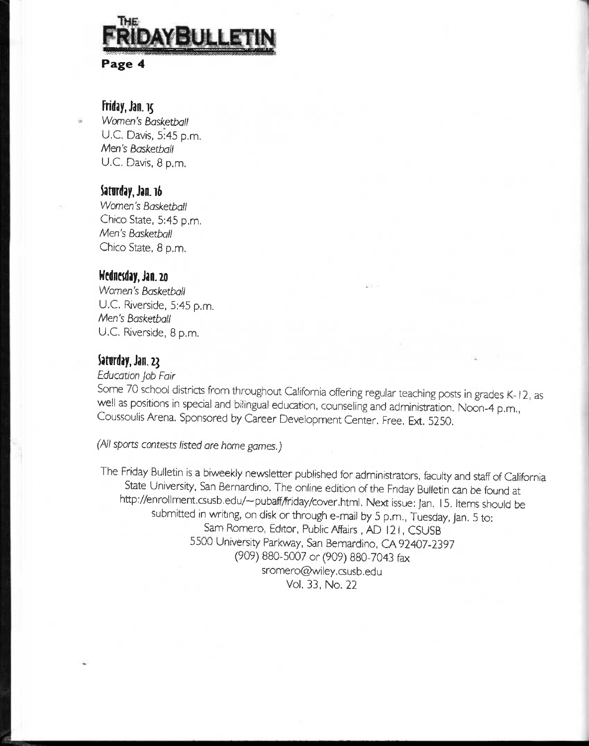### Friday, Jan. 15

*Women's Basketball*
U.C. Davis, 5:45 p.m.
*Men's Basketball*
U.C. Davis, 8 p.m.

### Saturday, Jan. 16

*Women's Basketball*
Chico State, 5:45 p.m.
*Men's Basketball*
Chico State, 8 p.m.

### Wednesday, Jan. 20

*Women's Basketball*
U.C. Riverside, 5:45 p.m.
*Men's Basketball*
U.C. Riverside, 8 p.m.

### Saturday, Jan. 23

*Education Job Fair*
Some 70 school districts from throughout California offering regular teaching posts in grades K-12, as well as positions in special and bilingual education, counseling and administration. Noon-4 p.m., Coussoulis Arena. Sponsored by Career Development Center. Free. Ext. 5250.

*(All sports contests listed are home games.)*

The Friday Bulletin is a biweekly newsletter published for administrators, faculty and staff of California State University, San Bernardino. The online edition of the Friday Bulletin can be found at http://enrollment.csusb.edu/~pubaff/friday/cover.html. Next issue: Jan. 15. Items should be submitted in writing, on disk or through e-mail by 5 p.m., Tuesday, Jan. 5 to:
Sam Romero, Editor, Public Affairs, AD 121, CSUSB
5500 University Parkway, San Bernardino, CA 92407-2397
(909) 880-5007 or (909) 880-7043 fax
sromero@wiley.csusb.edu
Vol. 33, No. 22